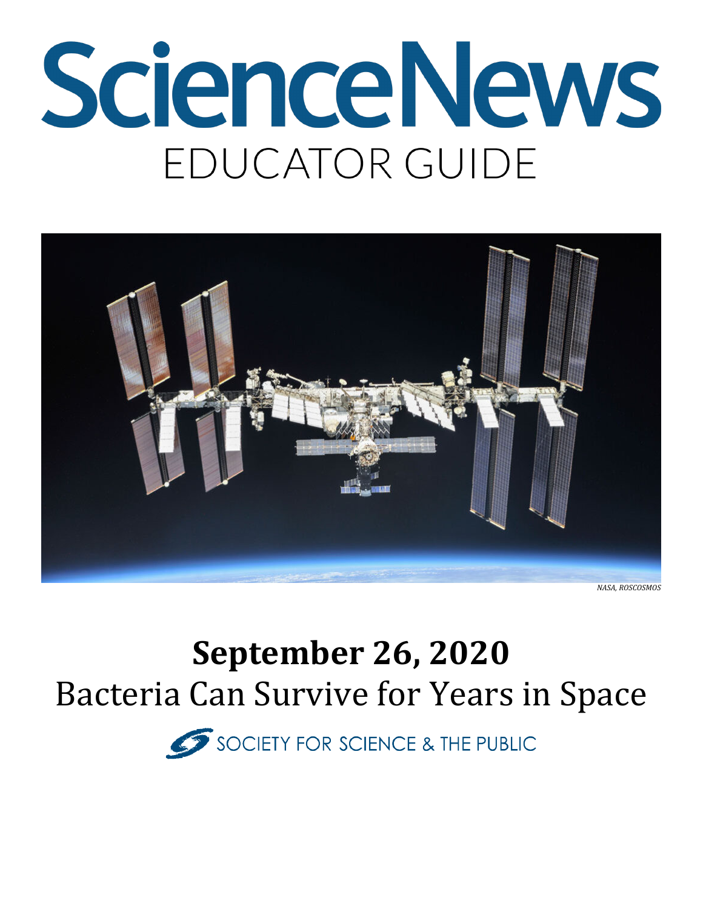# ScienceNews

## EDUCATOR GUIDE

*NASA, ROSCOSMOS*

# September 26, 2020

## Bacteria Can Survive for Years in Space

SOCIETY FOR SCIENCE & THE PUBLIC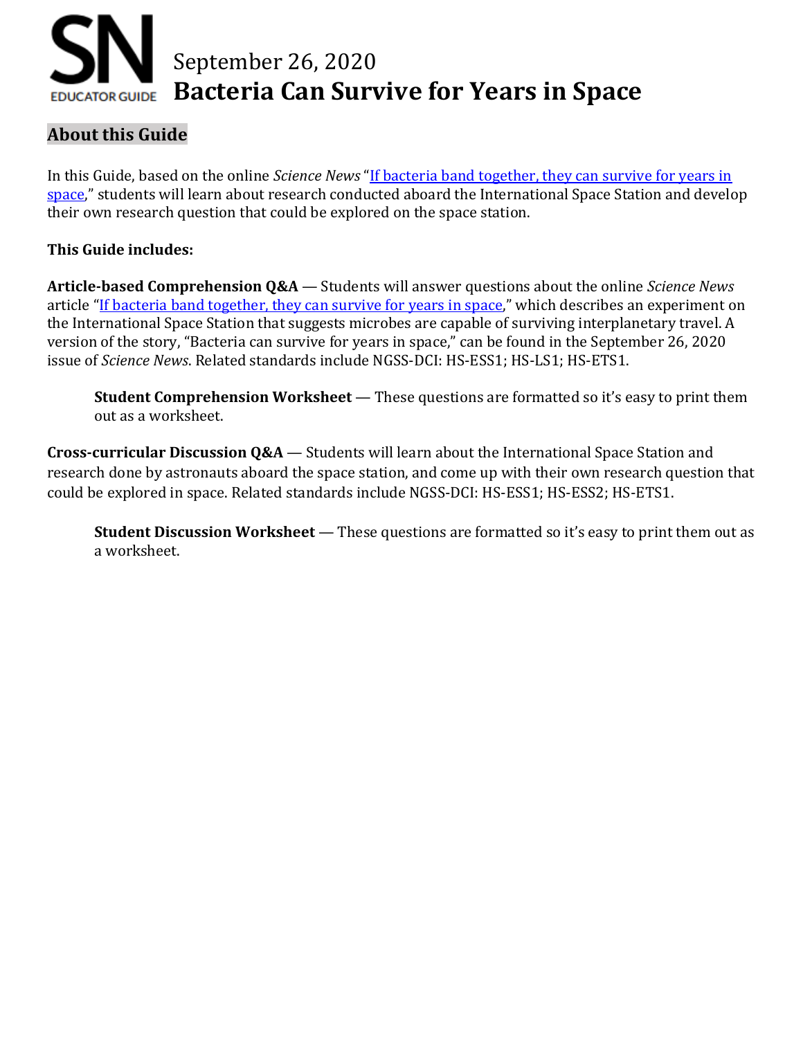# September 26, 2020
# Bacteria Can Survive for Years in Space

## About this Guide

In this Guide, based on the online *Science News* "[If bacteria band together, they can survive for years in space](#)," students will learn about research conducted aboard the International Space Station and develop their own research question that could be explored on the space station.

**This Guide includes:**

**Article-based Comprehension Q&A** — Students will answer questions about the online *Science News* article "[If bacteria band together, they can survive for years in space](#)," which describes an experiment on the International Space Station that suggests microbes are capable of surviving interplanetary travel. A version of the story, "Bacteria can survive for years in space," can be found in the September 26, 2020 issue of *Science News*. Related standards include NGSS-DCI: HS-ESS1; HS-LS1; HS-ETS1.

> **Student Comprehension Worksheet** — These questions are formatted so it's easy to print them out as a worksheet.

**Cross-curricular Discussion Q&A** — Students will learn about the International Space Station and research done by astronauts aboard the space station, and come up with their own research question that could be explored in space. Related standards include NGSS-DCI: HS-ESS1; HS-ESS2; HS-ETS1.

> **Student Discussion Worksheet** — These questions are formatted so it's easy to print them out as a worksheet.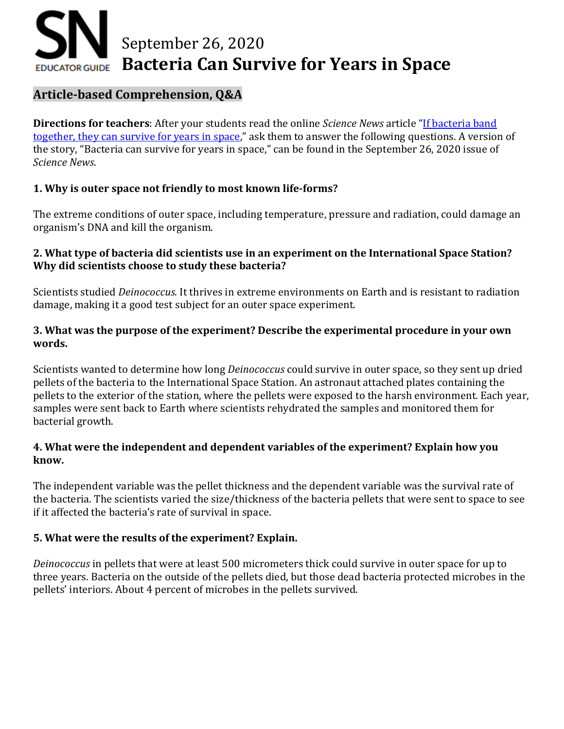SN EDUCATOR GUIDE

# September 26, 2020
# Bacteria Can Survive for Years in Space

## Article-based Comprehension, Q&A

**Directions for teachers**: After your students read the online *Science News* article "If bacteria band together, they can survive for years in space," ask them to answer the following questions. A version of the story, "Bacteria can survive for years in space," can be found in the September 26, 2020 issue of *Science News*.

**1. Why is outer space not friendly to most known life-forms?**

The extreme conditions of outer space, including temperature, pressure and radiation, could damage an organism's DNA and kill the organism.

**2. What type of bacteria did scientists use in an experiment on the International Space Station? Why did scientists choose to study these bacteria?**

Scientists studied *Deinococcus.* It thrives in extreme environments on Earth and is resistant to radiation damage, making it a good test subject for an outer space experiment.

**3. What was the purpose of the experiment? Describe the experimental procedure in your own words.**

Scientists wanted to determine how long *Deinococcus* could survive in outer space, so they sent up dried pellets of the bacteria to the International Space Station. An astronaut attached plates containing the pellets to the exterior of the station, where the pellets were exposed to the harsh environment. Each year, samples were sent back to Earth where scientists rehydrated the samples and monitored them for bacterial growth.

**4. What were the independent and dependent variables of the experiment? Explain how you know.**

The independent variable was the pellet thickness and the dependent variable was the survival rate of the bacteria. The scientists varied the size/thickness of the bacteria pellets that were sent to space to see if it affected the bacteria's rate of survival in space.

**5. What were the results of the experiment? Explain.**

*Deinococcus* in pellets that were at least 500 micrometers thick could survive in outer space for up to three years. Bacteria on the outside of the pellets died, but those dead bacteria protected microbes in the pellets' interiors. About 4 percent of microbes in the pellets survived.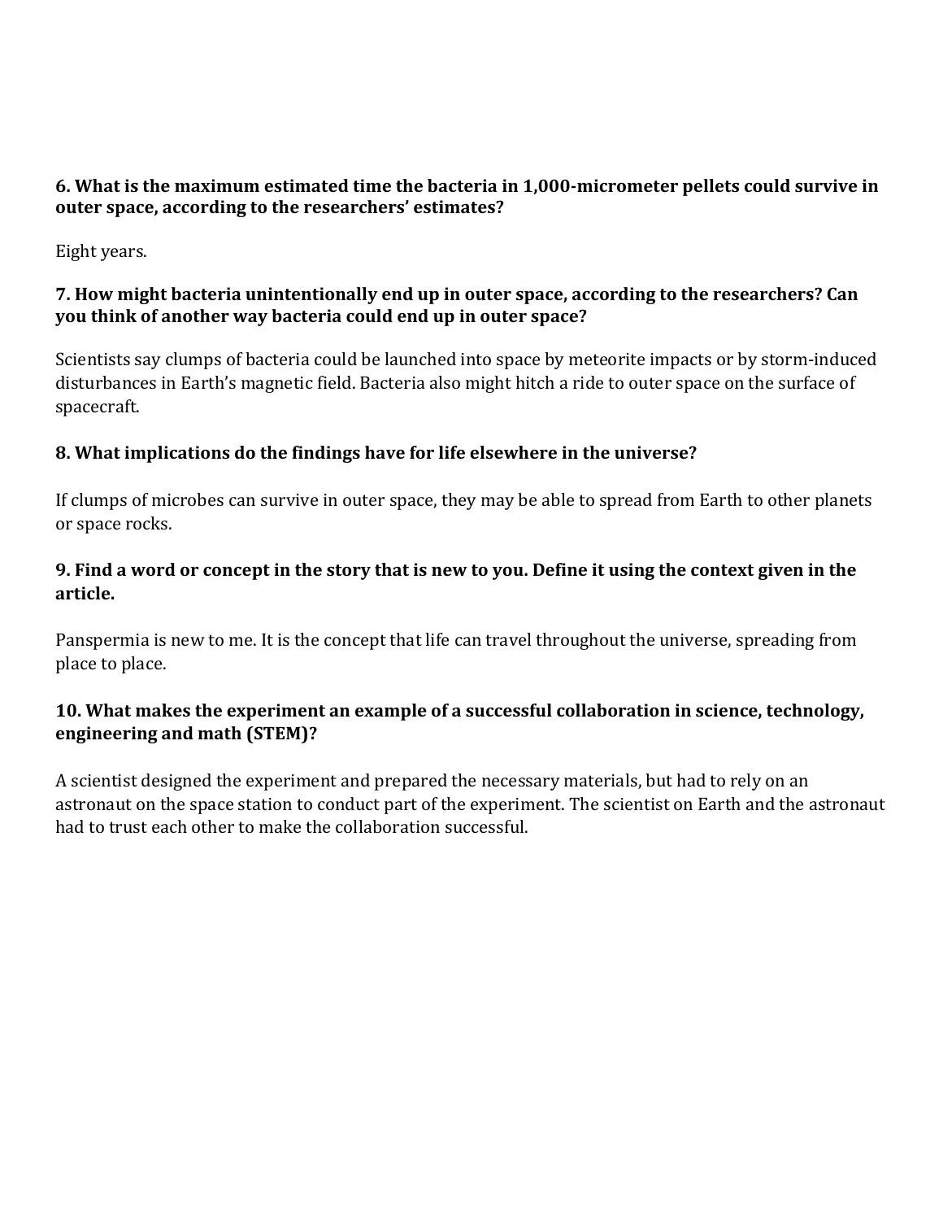**6. What is the maximum estimated time the bacteria in 1,000-micrometer pellets could survive in outer space, according to the researchers' estimates?**

Eight years.

**7. How might bacteria unintentionally end up in outer space, according to the researchers? Can you think of another way bacteria could end up in outer space?**

Scientists say clumps of bacteria could be launched into space by meteorite impacts or by storm-induced disturbances in Earth's magnetic field. Bacteria also might hitch a ride to outer space on the surface of spacecraft.

**8. What implications do the findings have for life elsewhere in the universe?**

If clumps of microbes can survive in outer space, they may be able to spread from Earth to other planets or space rocks.

**9. Find a word or concept in the story that is new to you. Define it using the context given in the article.**

Panspermia is new to me. It is the concept that life can travel throughout the universe, spreading from place to place.

**10. What makes the experiment an example of a successful collaboration in science, technology, engineering and math (STEM)?**

A scientist designed the experiment and prepared the necessary materials, but had to rely on an astronaut on the space station to conduct part of the experiment. The scientist on Earth and the astronaut had to trust each other to make the collaboration successful.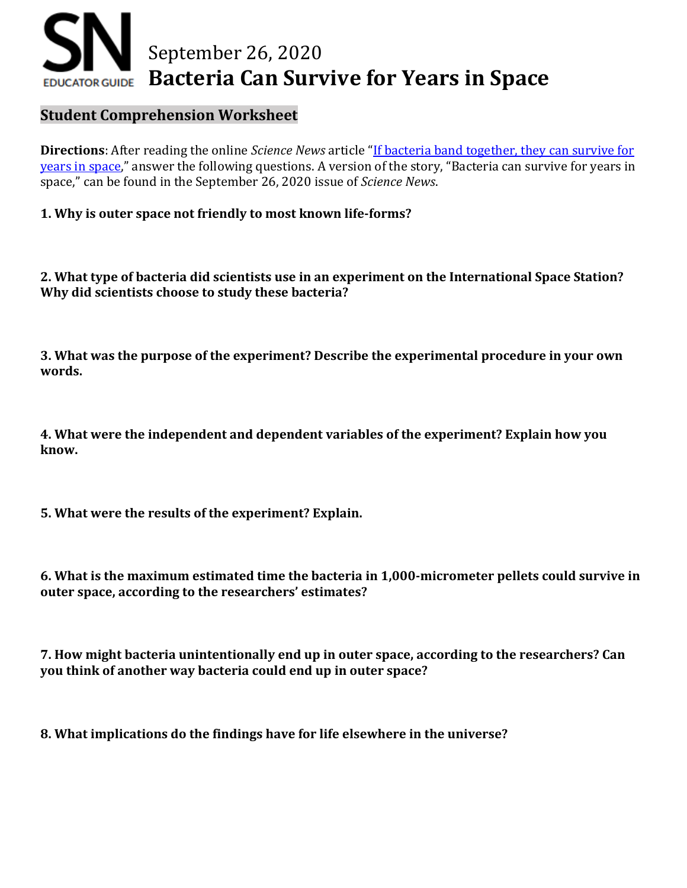# September 26, 2020
# Bacteria Can Survive for Years in Space

## Student Comprehension Worksheet

**Directions**: After reading the online *Science News* article "[If bacteria band together, they can survive for years in space](#)," answer the following questions. A version of the story, "Bacteria can survive for years in space," can be found in the September 26, 2020 issue of *Science News*.

**1. Why is outer space not friendly to most known life-forms?**

**2. What type of bacteria did scientists use in an experiment on the International Space Station? Why did scientists choose to study these bacteria?**

**3. What was the purpose of the experiment? Describe the experimental procedure in your own words.**

**4. What were the independent and dependent variables of the experiment? Explain how you know.**

**5. What were the results of the experiment? Explain.**

**6. What is the maximum estimated time the bacteria in 1,000-micrometer pellets could survive in outer space, according to the researchers' estimates?**

**7. How might bacteria unintentionally end up in outer space, according to the researchers? Can you think of another way bacteria could end up in outer space?**

**8. What implications do the findings have for life elsewhere in the universe?**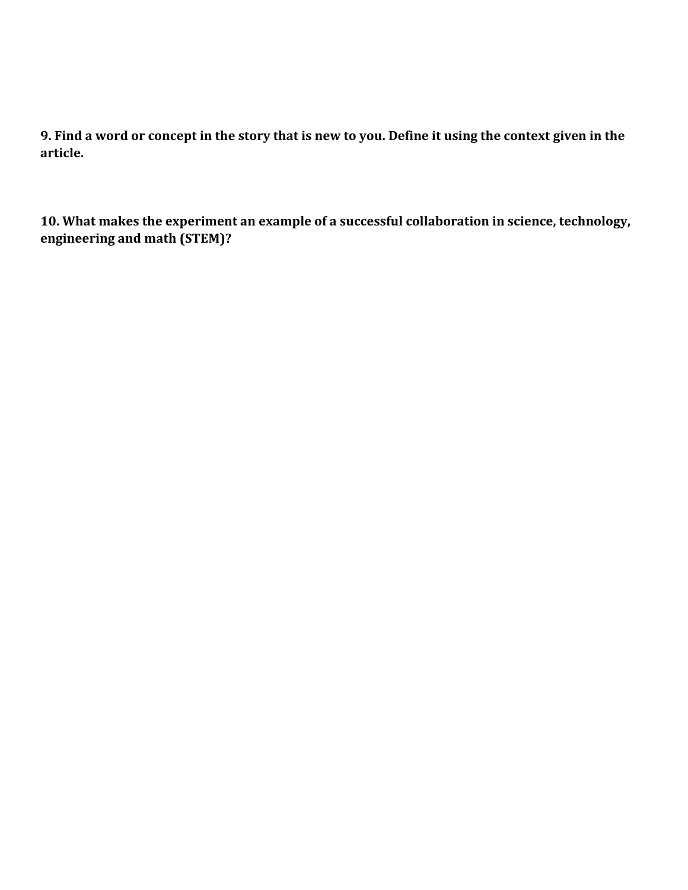**9. Find a word or concept in the story that is new to you. Define it using the context given in the article.**

**10. What makes the experiment an example of a successful collaboration in science, technology, engineering and math (STEM)?**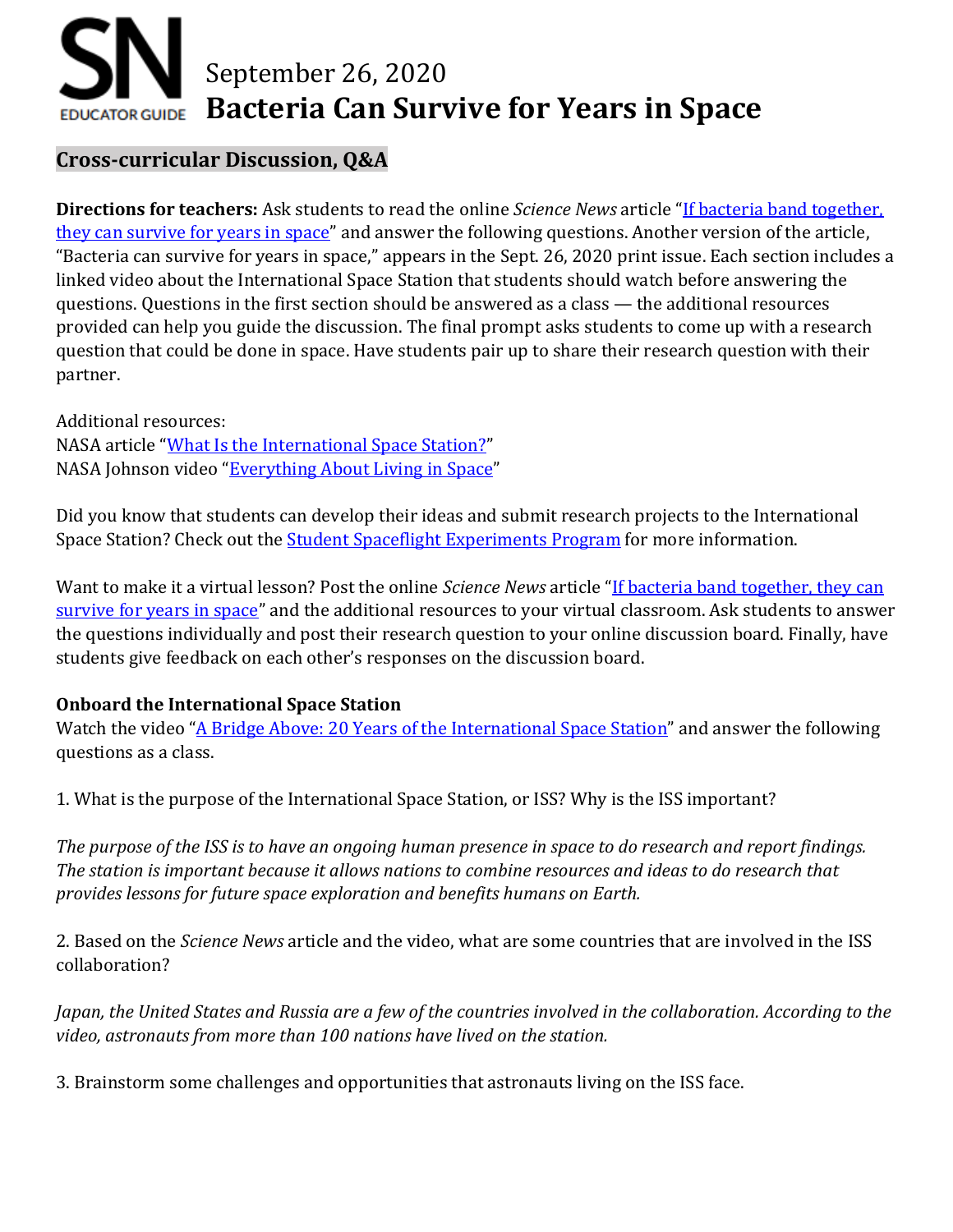# SN EDUCATOR GUIDE

# September 26, 2020
# Bacteria Can Survive for Years in Space

## Cross-curricular Discussion, Q&A

**Directions for teachers:** Ask students to read the online *Science News* article "[If bacteria band together, they can survive for years in space]()" and answer the following questions. Another version of the article, "Bacteria can survive for years in space," appears in the Sept. 26, 2020 print issue. Each section includes a linked video about the International Space Station that students should watch before answering the questions. Questions in the first section should be answered as a class — the additional resources provided can help you guide the discussion. The final prompt asks students to come up with a research question that could be done in space. Have students pair up to share their research question with their partner.

Additional resources:
NASA article "[What Is the International Space Station?]()"
NASA Johnson video "[Everything About Living in Space]()"

Did you know that students can develop their ideas and submit research projects to the International Space Station? Check out the [Student Spaceflight Experiments Program]() for more information.

Want to make it a virtual lesson? Post the online *Science News* article "[If bacteria band together, they can survive for years in space]()" and the additional resources to your virtual classroom. Ask students to answer the questions individually and post their research question to your online discussion board. Finally, have students give feedback on each other's responses on the discussion board.

**Onboard the International Space Station**
Watch the video "[A Bridge Above: 20 Years of the International Space Station]()" and answer the following questions as a class.

1. What is the purpose of the International Space Station, or ISS? Why is the ISS important?

*The purpose of the ISS is to have an ongoing human presence in space to do research and report findings. The station is important because it allows nations to combine resources and ideas to do research that provides lessons for future space exploration and benefits humans on Earth.*

2. Based on the *Science News* article and the video, what are some countries that are involved in the ISS collaboration?

*Japan, the United States and Russia are a few of the countries involved in the collaboration. According to the video, astronauts from more than 100 nations have lived on the station.*

3. Brainstorm some challenges and opportunities that astronauts living on the ISS face.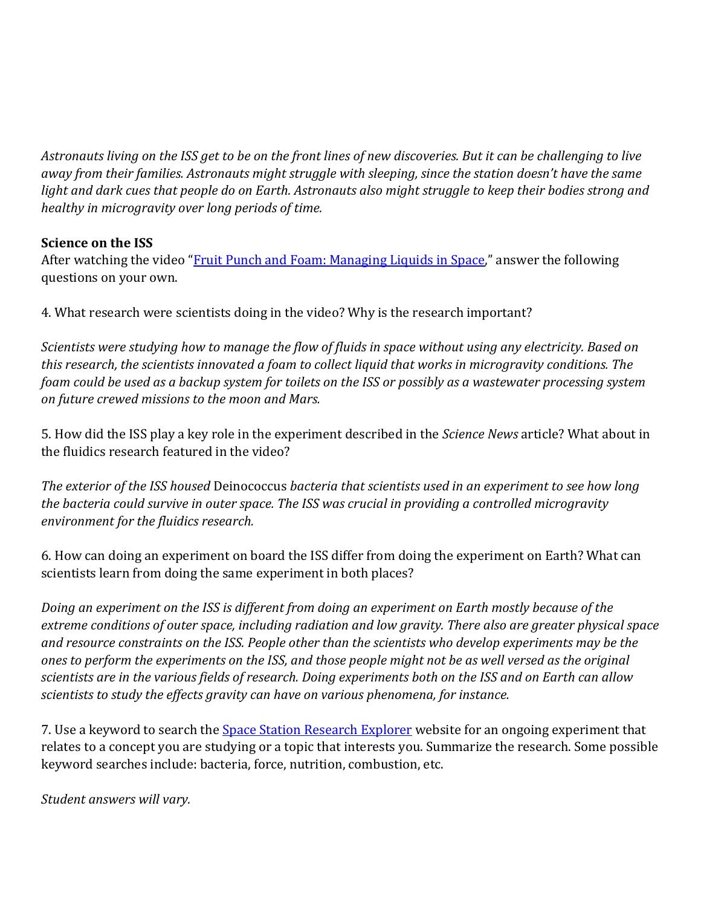*Astronauts living on the ISS get to be on the front lines of new discoveries. But it can be challenging to live away from their families. Astronauts might struggle with sleeping, since the station doesn't have the same light and dark cues that people do on Earth. Astronauts also might struggle to keep their bodies strong and healthy in microgravity over long periods of time.*

**Science on the ISS**

After watching the video "[Fruit Punch and Foam: Managing Liquids in Space](#)," answer the following questions on your own.

4. What research were scientists doing in the video? Why is the research important?

*Scientists were studying how to manage the flow of fluids in space without using any electricity. Based on this research, the scientists innovated a foam to collect liquid that works in microgravity conditions. The foam could be used as a backup system for toilets on the ISS or possibly as a wastewater processing system on future crewed missions to the moon and Mars.*

5. How did the ISS play a key role in the experiment described in the *Science News* article? What about in the fluidics research featured in the video?

*The exterior of the ISS housed* Deinococcus *bacteria that scientists used in an experiment to see how long the bacteria could survive in outer space. The ISS was crucial in providing a controlled microgravity environment for the fluidics research.*

6. How can doing an experiment on board the ISS differ from doing the experiment on Earth? What can scientists learn from doing the same experiment in both places?

*Doing an experiment on the ISS is different from doing an experiment on Earth mostly because of the extreme conditions of outer space, including radiation and low gravity. There also are greater physical space and resource constraints on the ISS. People other than the scientists who develop experiments may be the ones to perform the experiments on the ISS, and those people might not be as well versed as the original scientists are in the various fields of research. Doing experiments both on the ISS and on Earth can allow scientists to study the effects gravity can have on various phenomena, for instance.*

7. Use a keyword to search the [Space Station Research Explorer](#) website for an ongoing experiment that relates to a concept you are studying or a topic that interests you. Summarize the research. Some possible keyword searches include: bacteria, force, nutrition, combustion, etc.

*Student answers will vary.*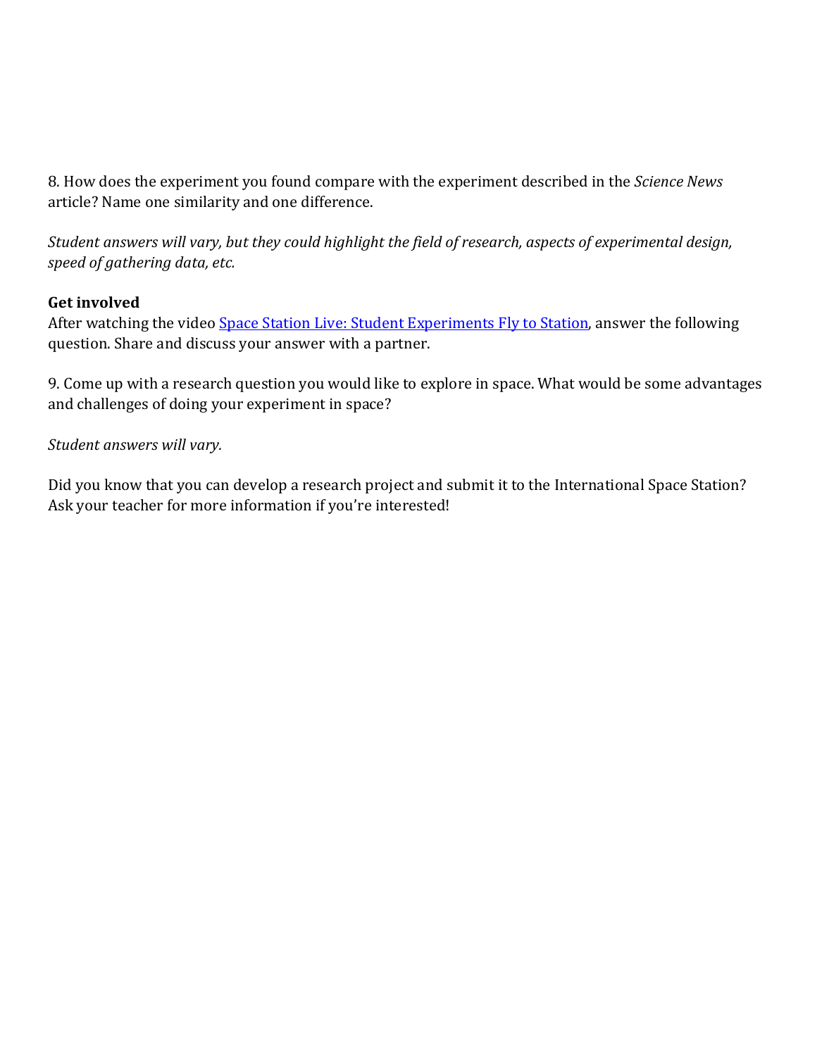8. How does the experiment you found compare with the experiment described in the *Science News* article? Name one similarity and one difference.

*Student answers will vary, but they could highlight the field of research, aspects of experimental design, speed of gathering data, etc.*

**Get involved**

After watching the video [Space Station Live: Student Experiments Fly to Station](), answer the following question. Share and discuss your answer with a partner.

9. Come up with a research question you would like to explore in space. What would be some advantages and challenges of doing your experiment in space?

*Student answers will vary.*

Did you know that you can develop a research project and submit it to the International Space Station? Ask your teacher for more information if you're interested!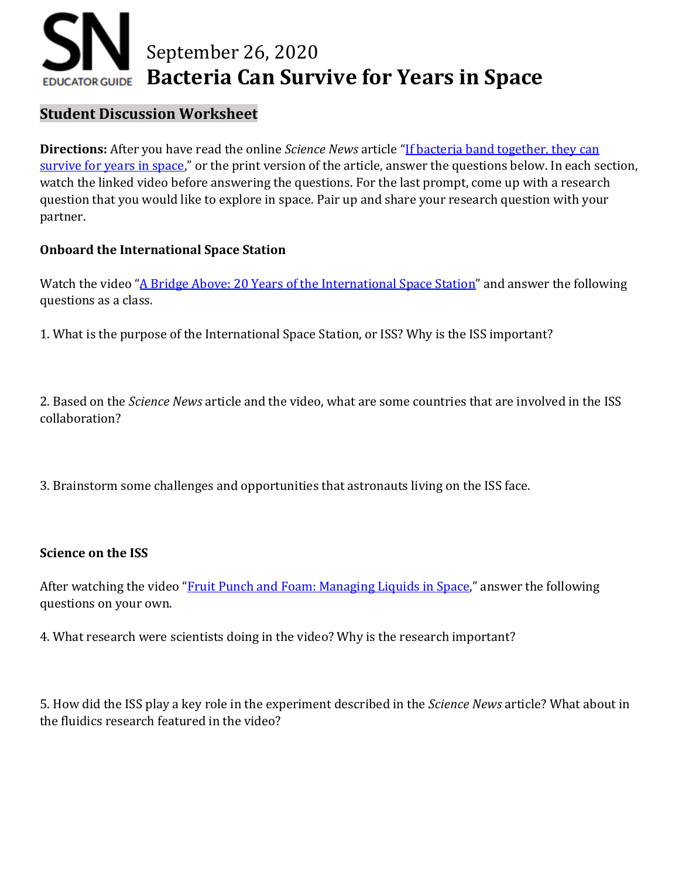**SN EDUCATOR GUIDE**

# September 26, 2020
# Bacteria Can Survive for Years in Space

## Student Discussion Worksheet

**Directions:** After you have read the online *Science News* article "If bacteria band together, they can survive for years in space," or the print version of the article, answer the questions below. In each section, watch the linked video before answering the questions. For the last prompt, come up with a research question that you would like to explore in space. Pair up and share your research question with your partner.

### Onboard the International Space Station

Watch the video "A Bridge Above: 20 Years of the International Space Station" and answer the following questions as a class.

1. What is the purpose of the International Space Station, or ISS? Why is the ISS important?

2. Based on the *Science News* article and the video, what are some countries that are involved in the ISS collaboration?

3. Brainstorm some challenges and opportunities that astronauts living on the ISS face.

### Science on the ISS

After watching the video "Fruit Punch and Foam: Managing Liquids in Space," answer the following questions on your own.

4. What research were scientists doing in the video? Why is the research important?

5. How did the ISS play a key role in the experiment described in the *Science News* article? What about in the fluidics research featured in the video?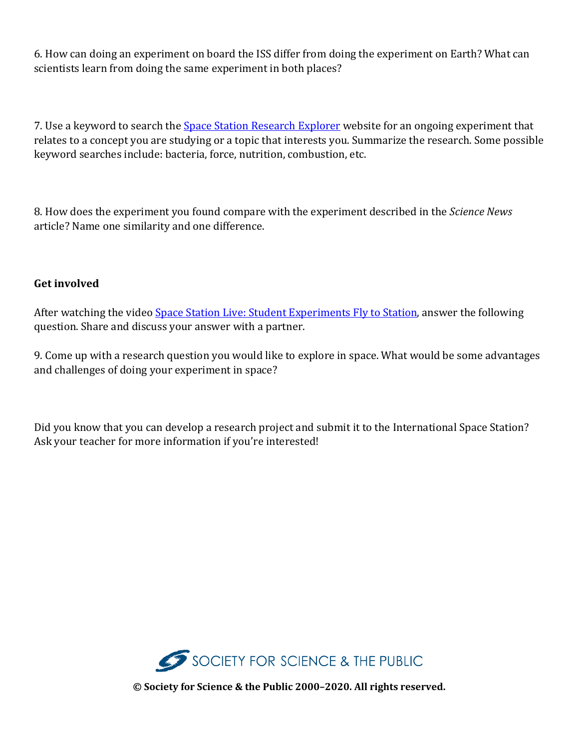6. How can doing an experiment on board the ISS differ from doing the experiment on Earth? What can scientists learn from doing the same experiment in both places?

7. Use a keyword to search the [Space Station Research Explorer] website for an ongoing experiment that relates to a concept you are studying or a topic that interests you. Summarize the research. Some possible keyword searches include: bacteria, force, nutrition, combustion, etc.

8. How does the experiment you found compare with the experiment described in the *Science News* article? Name one similarity and one difference.

**Get involved**

After watching the video [Space Station Live: Student Experiments Fly to Station], answer the following question. Share and discuss your answer with a partner.

9. Come up with a research question you would like to explore in space. What would be some advantages and challenges of doing your experiment in space?

Did you know that you can develop a research project and submit it to the International Space Station? Ask your teacher for more information if you're interested!

SOCIETY FOR SCIENCE & THE PUBLIC

**© Society for Science & the Public 2000–2020. All rights reserved.**